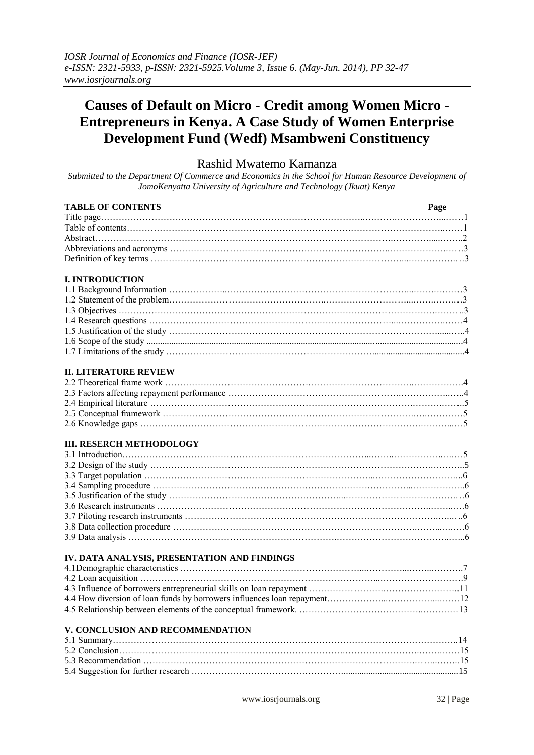# Causes of Default on Micro - Credit among Women Micro - Entrepreneurs in Kenya. A Case Study of Women Enterprise Development Fund (Wedf) Msambweni Constituency

Rashid Mwatemo Kamanza

*Submitted to the Department Of Commerce and Economics in the School for Human Resource Development of JomoKenyatta University of Agriculture and Technology (Jkuat) Kenya*

| **TABLE OF CONTENTS** | **Page** |
|---|---|
| Title page | 1 |
| Table of contents | 1 |
| Abstract | 2 |
| Abbreviations and acronyms | 3 |
| Definition of key terms | 3 |
| **I. INTRODUCTION** | |
| 1.1 Background Information | 3 |
| 1.2 Statement of the problem | 3 |
| 1.3 Objectives | 3 |
| 1.4 Research questions | 4 |
| 1.5 Justification of the study | 4 |
| 1.6 Scope of the study | 4 |
| 1.7 Limitations of the study | 4 |
| **II. LITERATURE REVIEW** | |
| 2.2 Theoretical frame work | 4 |
| 2.3 Factors affecting repayment performance | 4 |
| 2.4 Empirical literature | 5 |
| 2.5 Conceptual framework | 5 |
| 2.6 Knowledge gaps | 5 |
| **III. RESERCH METHODOLOGY** | |
| 3.1 Introduction | 5 |
| 3.2 Design of the study | 5 |
| 3.3 Target population | 6 |
| 3.4 Sampling procedure | 6 |
| 3.5 Justification of the study | 6 |
| 3.6 Research instruments | 6 |
| 3.7 Piloting research instruments | 6 |
| 3.8 Data collection procedure | 6 |
| 3.9 Data analysis | 6 |
| **IV. DATA ANALYSIS, PRESENTATION AND FINDINGS** | |
| 4.1Demographic characteristics | 7 |
| 4.2 Loan acquisition | 9 |
| 4.3 Influence of borrowers entrepreneurial skills on loan repayment | 11 |
| 4.4 How diversion of loan funds by borrowers influences loan repayment | 12 |
| 4.5 Relationship between elements of the conceptual framework. | 13 |
| **V. CONCLUSION AND RECOMMENDATION** | |
| 5.1 Summary | 14 |
| 5.2 Conclusion | 15 |
| 5.3 Recommendation | 15 |
| 5.4 Suggestion for further research | 15 |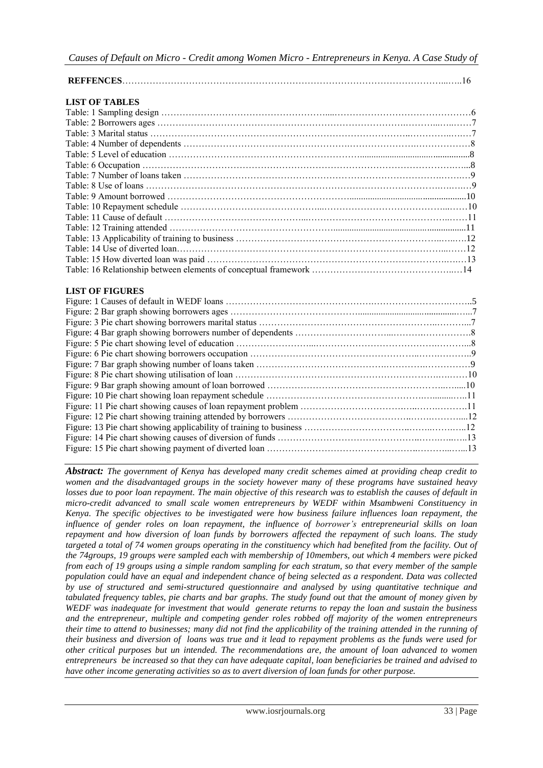**REFFENCES**……………………………………………………………………………………………...…..16

**LIST OF TABLES**

Table: 1 Sampling design ……………………………………………....……………………………………………6
Table: 2 Borrowers ages ……………………………………………………………………….……...…...……7
Table: 3 Marital status ………………………………………………………………………...…………..……7
Table: 4 Number of dependents ……………………………………………….…………………….……………8
Table: 5 Level of education ……………………………………………………...............................................8
Table: 6 Occupation ………………………………………………………………………………………….…..8
Table: 7 Number of loans taken ………………………………………………………………………….…….…9
Table: 8 Use of loans …………………………………………………………………………………….…….…9
Table: 9 Amount borrowed …………………………………………………….................................................10
Table: 10 Repayment schedule ……………………………………...………………………………...……10
Table: 11 Cause of default ……………………………………...……………………………………...……11
Table: 12 Training attended ……………………………………..........................................................11
Table: 13 Applicability of training to business ………………………………………………………..…...…12
Table: 14 Use of diverted loan………………………………………………………………………….....……12
Table: 15 How diverted loan was paid ……………………………………………………………….…….…13
Table: 16 Relationship between elements of conceptual framework ……………………………………...…14

**LIST OF FIGURES**

Figure: 1 Causes of default in WEDF loans ………………………………………….………………….……..5
Figure: 2 Bar graph showing borrowers ages …………………………………............................................…...7
Figure: 3 Pie chart showing borrowers marital status …………………………………………………..………...7
Figure: 4 Bar graph showing borrowers number of dependents ……………………….....……….……………8
Figure: 5 Pie chart showing level of education …………………..……………………………….……………...8
Figure: 6 Pie chart showing borrowers occupation …………………………………………..……….………...9
Figure: 7 Bar graph showing number of loans taken ……………………………….………….…………….9
Figure: 8 Pie chart showing utilisation of loan ………………………………………………………….…….10
Figure: 9 Bar graph showing amount of loan borrowed ………………………………………………...….....10
Figure: 10 Pie chart showing loan repayment schedule ……………………………………………..........…..11
Figure: 11 Pie chart showing causes of loan repayment problem ………………………………..…….………11
Figure: 12 Pie chart showing training attended by borrowers ………………………………...…….………....12
Figure: 13 Pie chart showing applicability of training to business ……………………………..……..……..12
Figure: 14 Pie chart showing causes of diversion of funds …………………………………...……...…..13
Figure: 15 Pie chart showing payment of diverted loan ……………………………………..………...…..13

***Abstract:*** *The government of Kenya has developed many credit schemes aimed at providing cheap credit to women and the disadvantaged groups in the society however many of these programs have sustained heavy losses due to poor loan repayment. The main objective of this research was to establish the causes of default in micro-credit advanced to small scale women entrepreneurs by WEDF within Msambweni Constituency in Kenya. The specific objectives to be investigated were how business failure influences loan repayment, the influence of gender roles on loan repayment, the influence of borrower's entrepreneurial skills on loan repayment and how diversion of loan funds by borrowers affected the repayment of such loans. The study targeted a total of 74 women groups operating in the constituency which had benefited from the facility. Out of the 74groups, 19 groups were sampled each with membership of 10members, out which 4 members were picked from each of 19 groups using a simple random sampling for each stratum, so that every member of the sample population could have an equal and independent chance of being selected as a respondent. Data was collected by use of structured and semi-structured questionnaire and analysed by using quantitative technique and tabulated frequency tables, pie charts and bar graphs. The study found out that the amount of money given by WEDF was inadequate for investment that would generate returns to repay the loan and sustain the business and the entrepreneur, multiple and competing gender roles robbed off majority of the women entrepreneurs their time to attend to businesses; many did not find the applicability of the training attended in the running of their business and diversion of loans was true and it lead to repayment problems as the funds were used for other critical purposes but un intended. The recommendations are, the amount of loan advanced to women entrepreneurs be increased so that they can have adequate capital, loan beneficiaries be trained and advised to have other income generating activities so as to avert diversion of loan funds for other purpose.*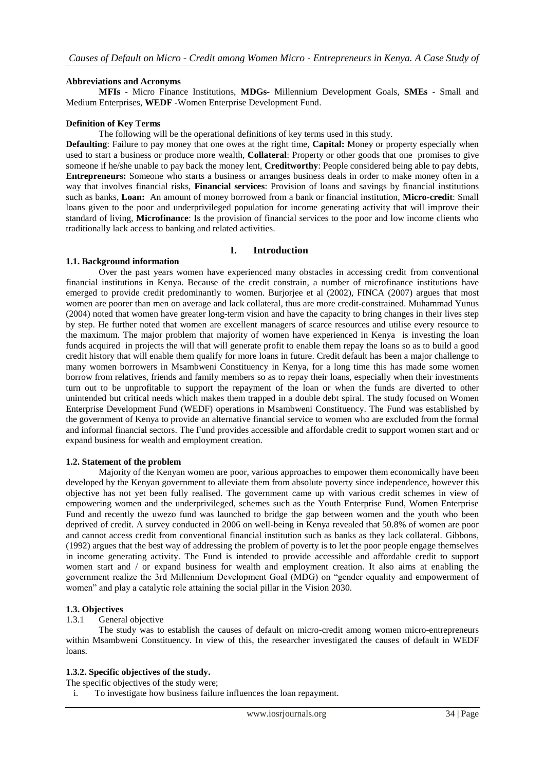**Abbreviations and Acronyms**

**MFIs** - Micro Finance Institutions, **MDGs-** Millennium Development Goals, **SMEs** - Small and Medium Enterprises, **WEDF** -Women Enterprise Development Fund.

**Definition of Key Terms**

The following will be the operational definitions of key terms used in this study.

**Defaulting**: Failure to pay money that one owes at the right time, **Capital:** Money or property especially when used to start a business or produce more wealth, **Collateral**: Property or other goods that one promises to give someone if he/she unable to pay back the money lent, **Creditworthy**: People considered being able to pay debts, **Entrepreneurs:** Someone who starts a business or arranges business deals in order to make money often in a way that involves financial risks, **Financial services**: Provision of loans and savings by financial institutions such as banks, **Loan:** An amount of money borrowed from a bank or financial institution, **Micro-credit**: Small loans given to the poor and underprivileged population for income generating activity that will improve their standard of living, **Microfinance**: Is the provision of financial services to the poor and low income clients who traditionally lack access to banking and related activities.

# I. Introduction

## 1.1. Background information

Over the past years women have experienced many obstacles in accessing credit from conventional financial institutions in Kenya. Because of the credit constrain, a number of microfinance institutions have emerged to provide credit predominantly to women. Burjorjee et al (2002), FINCA (2007) argues that most women are poorer than men on average and lack collateral, thus are more credit-constrained. Muhammad Yunus (2004) noted that women have greater long-term vision and have the capacity to bring changes in their lives step by step. He further noted that women are excellent managers of scarce resources and utilise every resource to the maximum. The major problem that majority of women have experienced in Kenya is investing the loan funds acquired in projects the will that will generate profit to enable them repay the loans so as to build a good credit history that will enable them qualify for more loans in future. Credit default has been a major challenge to many women borrowers in Msambweni Constituency in Kenya, for a long time this has made some women borrow from relatives, friends and family members so as to repay their loans, especially when their investments turn out to be unprofitable to support the repayment of the loan or when the funds are diverted to other unintended but critical needs which makes them trapped in a double debt spiral. The study focused on Women Enterprise Development Fund (WEDF) operations in Msambweni Constituency. The Fund was established by the government of Kenya to provide an alternative financial service to women who are excluded from the formal and informal financial sectors. The Fund provides accessible and affordable credit to support women start and or expand business for wealth and employment creation.

## 1.2. Statement of the problem

Majority of the Kenyan women are poor, various approaches to empower them economically have been developed by the Kenyan government to alleviate them from absolute poverty since independence, however this objective has not yet been fully realised. The government came up with various credit schemes in view of empowering women and the underprivileged, schemes such as the Youth Enterprise Fund, Women Enterprise Fund and recently the uwezo fund was launched to bridge the gap between women and the youth who been deprived of credit. A survey conducted in 2006 on well-being in Kenya revealed that 50.8% of women are poor and cannot access credit from conventional financial institution such as banks as they lack collateral. Gibbons, (1992) argues that the best way of addressing the problem of poverty is to let the poor people engage themselves in income generating activity. The Fund is intended to provide accessible and affordable credit to support women start and / or expand business for wealth and employment creation. It also aims at enabling the government realize the 3rd Millennium Development Goal (MDG) on "gender equality and empowerment of women" and play a catalytic role attaining the social pillar in the Vision 2030.

## 1.3. Objectives

### 1.3.1 General objective

The study was to establish the causes of default on micro-credit among women micro-entrepreneurs within Msambweni Constituency. In view of this, the researcher investigated the causes of default in WEDF loans.

### 1.3.2. Specific objectives of the study.

The specific objectives of the study were;

i. To investigate how business failure influences the loan repayment.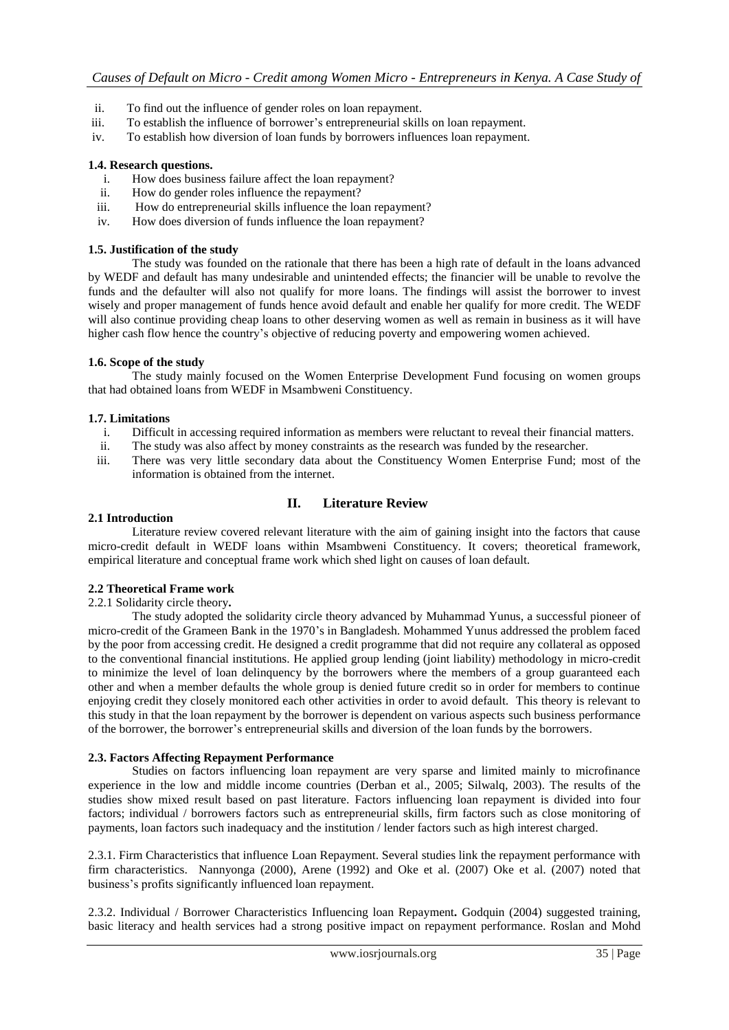ii. To find out the influence of gender roles on loan repayment.
iii. To establish the influence of borrower's entrepreneurial skills on loan repayment.
iv. To establish how diversion of loan funds by borrowers influences loan repayment.

### 1.4. Research questions.

i. How does business failure affect the loan repayment?
ii. How do gender roles influence the repayment?
iii. How do entrepreneurial skills influence the loan repayment?
iv. How does diversion of funds influence the loan repayment?

### 1.5. Justification of the study

The study was founded on the rationale that there has been a high rate of default in the loans advanced by WEDF and default has many undesirable and unintended effects; the financier will be unable to revolve the funds and the defaulter will also not qualify for more loans. The findings will assist the borrower to invest wisely and proper management of funds hence avoid default and enable her qualify for more credit. The WEDF will also continue providing cheap loans to other deserving women as well as remain in business as it will have higher cash flow hence the country's objective of reducing poverty and empowering women achieved.

### 1.6. Scope of the study

The study mainly focused on the Women Enterprise Development Fund focusing on women groups that had obtained loans from WEDF in Msambweni Constituency.

### 1.7. Limitations

i. Difficult in accessing required information as members were reluctant to reveal their financial matters.
ii. The study was also affect by money constraints as the research was funded by the researcher.
iii. There was very little secondary data about the Constituency Women Enterprise Fund; most of the information is obtained from the internet.

## II. Literature Review

### 2.1 Introduction

Literature review covered relevant literature with the aim of gaining insight into the factors that cause micro-credit default in WEDF loans within Msambweni Constituency. It covers; theoretical framework, empirical literature and conceptual frame work which shed light on causes of loan default.

### 2.2 Theoretical Frame work

2.2.1 Solidarity circle theory**.**

The study adopted the solidarity circle theory advanced by Muhammad Yunus, a successful pioneer of micro-credit of the Grameen Bank in the 1970's in Bangladesh. Mohammed Yunus addressed the problem faced by the poor from accessing credit. He designed a credit programme that did not require any collateral as opposed to the conventional financial institutions. He applied group lending (joint liability) methodology in micro-credit to minimize the level of loan delinquency by the borrowers where the members of a group guaranteed each other and when a member defaults the whole group is denied future credit so in order for members to continue enjoying credit they closely monitored each other activities in order to avoid default. This theory is relevant to this study in that the loan repayment by the borrower is dependent on various aspects such business performance of the borrower, the borrower's entrepreneurial skills and diversion of the loan funds by the borrowers.

### 2.3. Factors Affecting Repayment Performance

Studies on factors influencing loan repayment are very sparse and limited mainly to microfinance experience in the low and middle income countries (Derban et al., 2005; Silwalq, 2003). The results of the studies show mixed result based on past literature. Factors influencing loan repayment is divided into four factors; individual / borrowers factors such as entrepreneurial skills, firm factors such as close monitoring of payments, loan factors such inadequacy and the institution / lender factors such as high interest charged.

2.3.1. Firm Characteristics that influence Loan Repayment. Several studies link the repayment performance with firm characteristics. Nannyonga (2000), Arene (1992) and Oke et al. (2007) Oke et al. (2007) noted that business's profits significantly influenced loan repayment.

2.3.2. Individual / Borrower Characteristics Influencing loan Repayment**.** Godquin (2004) suggested training, basic literacy and health services had a strong positive impact on repayment performance. Roslan and Mohd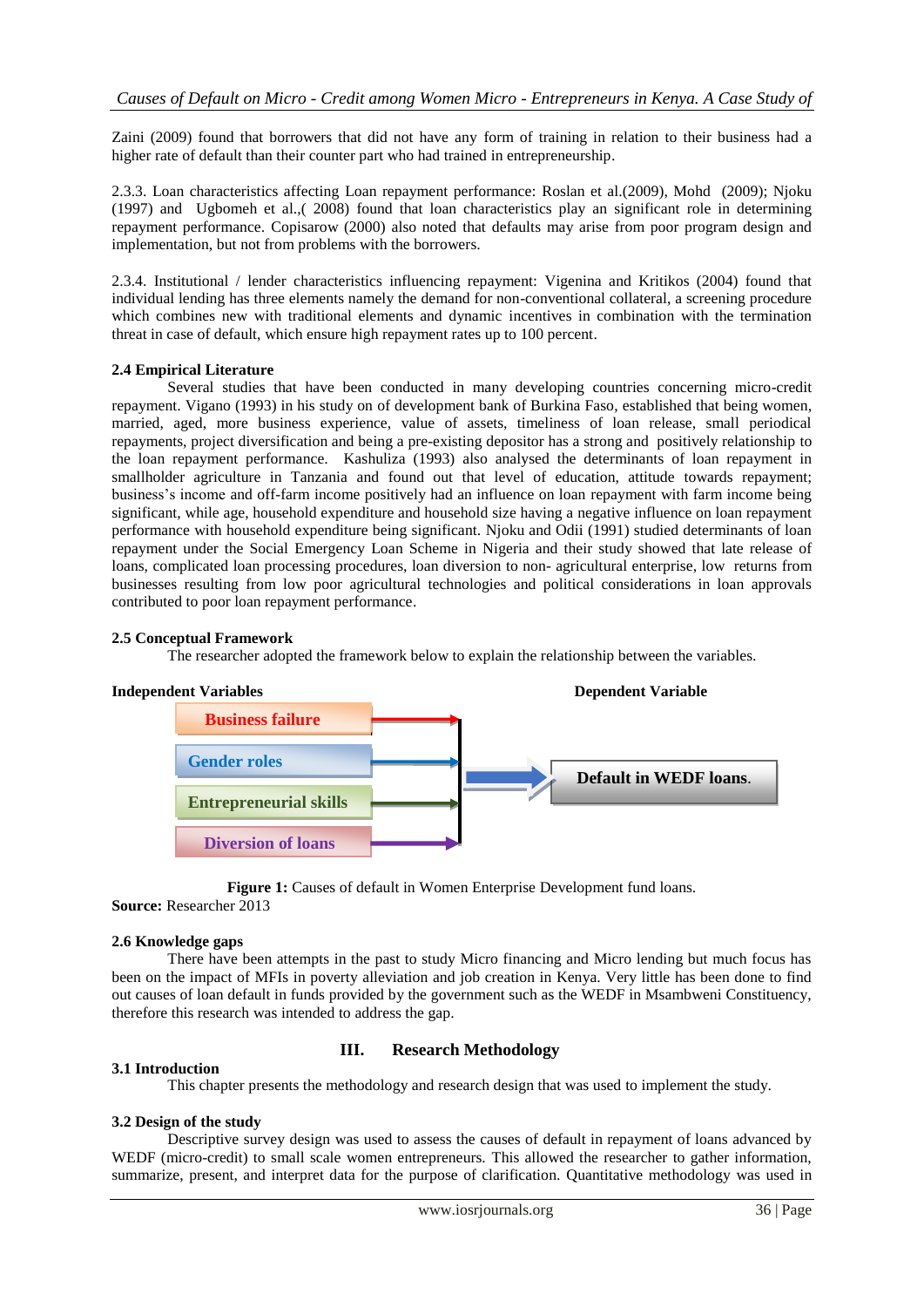Zaini (2009) found that borrowers that did not have any form of training in relation to their business had a higher rate of default than their counter part who had trained in entrepreneurship.

2.3.3. Loan characteristics affecting Loan repayment performance: Roslan et al.(2009), Mohd (2009); Njoku (1997) and Ugbomeh et al.,( 2008) found that loan characteristics play an significant role in determining repayment performance. Copisarow (2000) also noted that defaults may arise from poor program design and implementation, but not from problems with the borrowers.

2.3.4. Institutional / lender characteristics influencing repayment: Vigenina and Kritikos (2004) found that individual lending has three elements namely the demand for non-conventional collateral, a screening procedure which combines new with traditional elements and dynamic incentives in combination with the termination threat in case of default, which ensure high repayment rates up to 100 percent.

### 2.4 Empirical Literature

Several studies that have been conducted in many developing countries concerning micro-credit repayment. Vigano (1993) in his study on of development bank of Burkina Faso, established that being women, married, aged, more business experience, value of assets, timeliness of loan release, small periodical repayments, project diversification and being a pre-existing depositor has a strong and positively relationship to the loan repayment performance. Kashuliza (1993) also analysed the determinants of loan repayment in smallholder agriculture in Tanzania and found out that level of education, attitude towards repayment; business's income and off-farm income positively had an influence on loan repayment with farm income being significant, while age, household expenditure and household size having a negative influence on loan repayment performance with household expenditure being significant. Njoku and Odii (1991) studied determinants of loan repayment under the Social Emergency Loan Scheme in Nigeria and their study showed that late release of loans, complicated loan processing procedures, loan diversion to non- agricultural enterprise, low returns from businesses resulting from low poor agricultural technologies and political considerations in loan approvals contributed to poor loan repayment performance.

### 2.5 Conceptual Framework

The researcher adopted the framework below to explain the relationship between the variables.

**Independent Variables** | **Dependent Variable**

- Business failure
- Gender roles
- Entrepreneurial skills
- Diversion of loans

→ **Default in WEDF loans.**

**Figure 1:** Causes of default in Women Enterprise Development fund loans.
**Source:** Researcher 2013

### 2.6 Knowledge gaps

There have been attempts in the past to study Micro financing and Micro lending but much focus has been on the impact of MFIs in poverty alleviation and job creation in Kenya. Very little has been done to find out causes of loan default in funds provided by the government such as the WEDF in Msambweni Constituency, therefore this research was intended to address the gap.

## III. Research Methodology

### 3.1 Introduction

This chapter presents the methodology and research design that was used to implement the study.

### 3.2 Design of the study

Descriptive survey design was used to assess the causes of default in repayment of loans advanced by WEDF (micro-credit) to small scale women entrepreneurs. This allowed the researcher to gather information, summarize, present, and interpret data for the purpose of clarification. Quantitative methodology was used in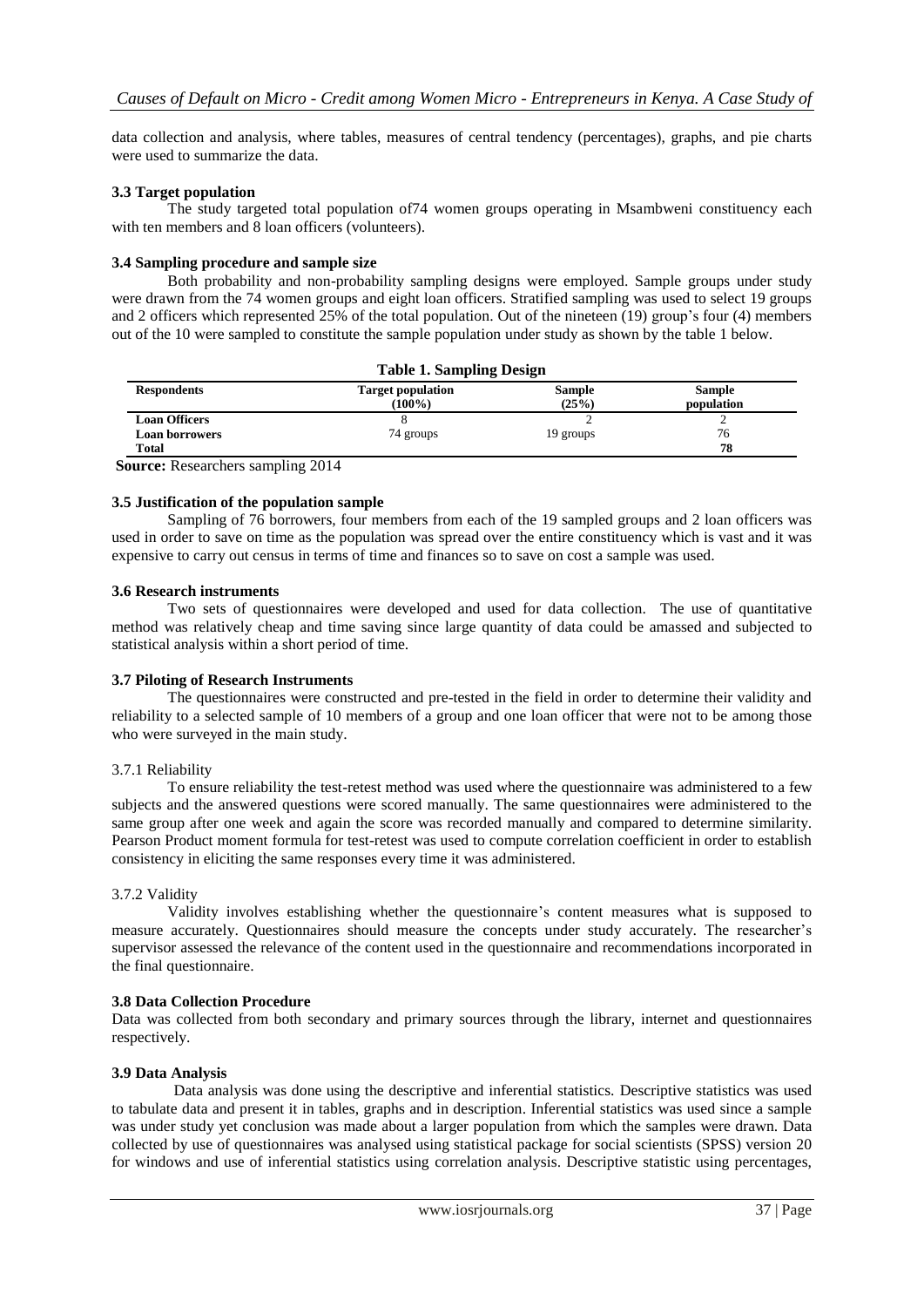data collection and analysis, where tables, measures of central tendency (percentages), graphs, and pie charts were used to summarize the data.

### 3.3 Target population

The study targeted total population of74 women groups operating in Msambweni constituency each with ten members and 8 loan officers (volunteers).

### 3.4 Sampling procedure and sample size

Both probability and non-probability sampling designs were employed. Sample groups under study were drawn from the 74 women groups and eight loan officers. Stratified sampling was used to select 19 groups and 2 officers which represented 25% of the total population. Out of the nineteen (19) group's four (4) members out of the 10 were sampled to constitute the sample population under study as shown by the table 1 below.

**Table 1. Sampling Design**

| Respondents | Target population (100%) | Sample (25%) | Sample population |
|---|---|---|---|
| Loan Officers | 8 | 2 | 2 |
| Loan borrowers | 74 groups | 19 groups | 76 |
| Total | | | 78 |

**Source:** Researchers sampling 2014

### 3.5 Justification of the population sample

Sampling of 76 borrowers, four members from each of the 19 sampled groups and 2 loan officers was used in order to save on time as the population was spread over the entire constituency which is vast and it was expensive to carry out census in terms of time and finances so to save on cost a sample was used.

### 3.6 Research instruments

Two sets of questionnaires were developed and used for data collection. The use of quantitative method was relatively cheap and time saving since large quantity of data could be amassed and subjected to statistical analysis within a short period of time.

### 3.7 Piloting of Research Instruments

The questionnaires were constructed and pre-tested in the field in order to determine their validity and reliability to a selected sample of 10 members of a group and one loan officer that were not to be among those who were surveyed in the main study.

#### 3.7.1 Reliability

To ensure reliability the test-retest method was used where the questionnaire was administered to a few subjects and the answered questions were scored manually. The same questionnaires were administered to the same group after one week and again the score was recorded manually and compared to determine similarity. Pearson Product moment formula for test-retest was used to compute correlation coefficient in order to establish consistency in eliciting the same responses every time it was administered.

#### 3.7.2 Validity

Validity involves establishing whether the questionnaire's content measures what is supposed to measure accurately. Questionnaires should measure the concepts under study accurately. The researcher's supervisor assessed the relevance of the content used in the questionnaire and recommendations incorporated in the final questionnaire.

### 3.8 Data Collection Procedure

Data was collected from both secondary and primary sources through the library, internet and questionnaires respectively.

### 3.9 Data Analysis

Data analysis was done using the descriptive and inferential statistics. Descriptive statistics was used to tabulate data and present it in tables, graphs and in description. Inferential statistics was used since a sample was under study yet conclusion was made about a larger population from which the samples were drawn. Data collected by use of questionnaires was analysed using statistical package for social scientists (SPSS) version 20 for windows and use of inferential statistics using correlation analysis. Descriptive statistic using percentages,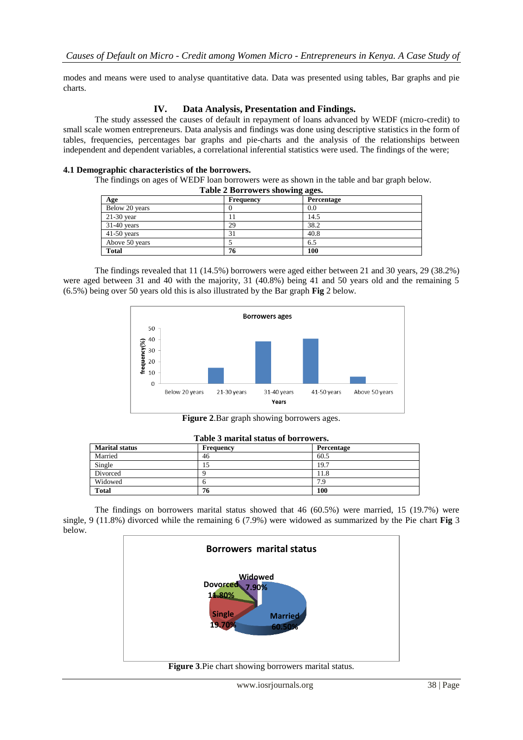modes and means were used to analyse quantitative data. Data was presented using tables, Bar graphs and pie charts.

## IV. Data Analysis, Presentation and Findings.

The study assessed the causes of default in repayment of loans advanced by WEDF (micro-credit) to small scale women entrepreneurs. Data analysis and findings was done using descriptive statistics in the form of tables, frequencies, percentages bar graphs and pie-charts and the analysis of the relationships between independent and dependent variables, a correlational inferential statistics were used. The findings of the were;

### 4.1 Demographic characteristics of the borrowers.

The findings on ages of WEDF loan borrowers were as shown in the table and bar graph below.

**Table 2 Borrowers showing ages.**

| Age | Frequency | Percentage |
|---|---|---|
| Below 20 years | 0 | 0.0 |
| 21-30 year | 11 | 14.5 |
| 31-40 years | 29 | 38.2 |
| 41-50 years | 31 | 40.8 |
| Above 50 years | 5 | 6.5 |
| **Total** | **76** | **100** |

The findings revealed that 11 (14.5%) borrowers were aged either between 21 and 30 years, 29 (38.2%) were aged between 31 and 40 with the majority, 31 (40.8%) being 41 and 50 years old and the remaining 5 (6.5%) being over 50 years old this is also illustrated by the Bar graph **Fig** 2 below.

**Figure 2**.Bar graph showing borrowers ages.

**Table 3 marital status of borrowers.**

| Marital status | Frequency | Percentage |
|---|---|---|
| Married | 46 | 60.5 |
| Single | 15 | 19.7 |
| Divorced | 9 | 11.8 |
| Widowed | 6 | 7.9 |
| **Total** | **76** | **100** |

The findings on borrowers marital status showed that 46 (60.5%) were married, 15 (19.7%) were single, 9 (11.8%) divorced while the remaining 6 (7.9%) were widowed as summarized by the Pie chart **Fig** 3 below.

**Figure 3**.Pie chart showing borrowers marital status.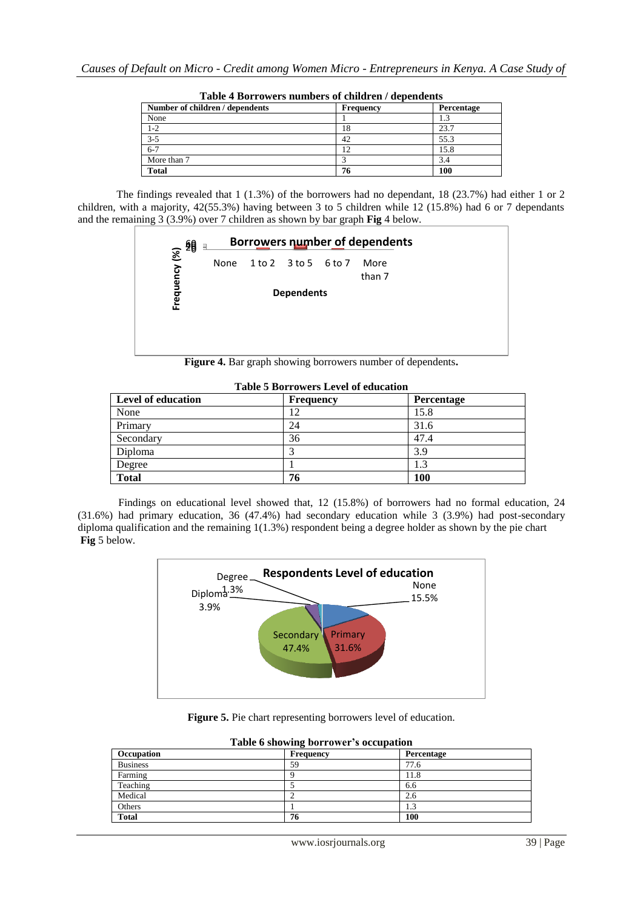**Table 4 Borrowers numbers of children / dependents**

| Number of children / dependents | Frequency | Percentage |
|---|---|---|
| None | 1 | 1.3 |
| 1-2 | 18 | 23.7 |
| 3-5 | 42 | 55.3 |
| 6-7 | 12 | 15.8 |
| More than 7 | 3 | 3.4 |
| **Total** | **76** | **100** |

The findings revealed that 1 (1.3%) of the borrowers had no dependant, 18 (23.7%) had either 1 or 2 children, with a majority, 42(55.3%) having between 3 to 5 children while 12 (15.8%) had 6 or 7 dependants and the remaining 3 (3.9%) over 7 children as shown by bar graph **Fig** 4 below.

**Figure 4.** Bar graph showing borrowers number of dependents**.**

**Table 5 Borrowers Level of education**

| Level of education | Frequency | Percentage |
|---|---|---|
| None | 12 | 15.8 |
| Primary | 24 | 31.6 |
| Secondary | 36 | 47.4 |
| Diploma | 3 | 3.9 |
| Degree | 1 | 1.3 |
| **Total** | **76** | **100** |

Findings on educational level showed that, 12 (15.8%) of borrowers had no formal education, 24 (31.6%) had primary education, 36 (47.4%) had secondary education while 3 (3.9%) had post-secondary diploma qualification and the remaining 1(1.3%) respondent being a degree holder as shown by the pie chart **Fig** 5 below.

**Figure 5.** Pie chart representing borrowers level of education.

**Table 6 showing borrower's occupation**

| Occupation | Frequency | Percentage |
|---|---|---|
| Business | 59 | 77.6 |
| Farming | 9 | 11.8 |
| Teaching | 5 | 6.6 |
| Medical | 2 | 2.6 |
| Others | 1 | 1.3 |
| **Total** | **76** | **100** |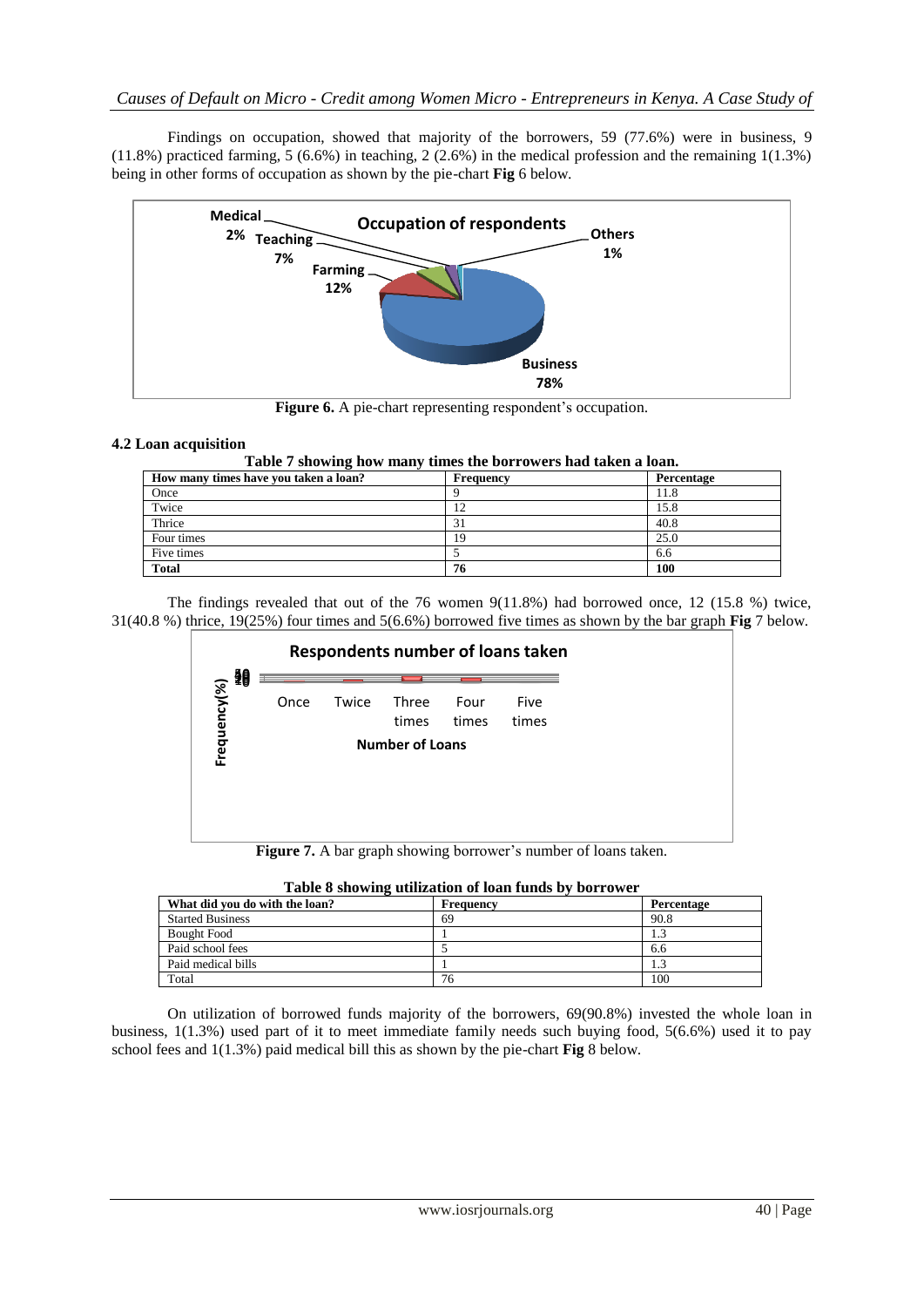Findings on occupation, showed that majority of the borrowers, 59 (77.6%) were in business, 9 (11.8%) practiced farming, 5 (6.6%) in teaching, 2 (2.6%) in the medical profession and the remaining 1(1.3%) being in other forms of occupation as shown by the pie-chart **Fig** 6 below.

**Figure 6.** A pie-chart representing respondent's occupation.

### 4.2 Loan acquisition

**Table 7 showing how many times the borrowers had taken a loan.**

| How many times have you taken a loan? | Frequency | Percentage |
|---|---|---|
| Once | 9 | 11.8 |
| Twice | 12 | 15.8 |
| Thrice | 31 | 40.8 |
| Four times | 19 | 25.0 |
| Five times | 5 | 6.6 |
| **Total** | **76** | **100** |

The findings revealed that out of the 76 women 9(11.8%) had borrowed once, 12 (15.8 %) twice, 31(40.8 %) thrice, 19(25%) four times and 5(6.6%) borrowed five times as shown by the bar graph **Fig** 7 below.

**Figure 7.** A bar graph showing borrower's number of loans taken.

**Table 8 showing utilization of loan funds by borrower**

| What did you do with the loan? | Frequency | Percentage |
|---|---|---|
| Started Business | 69 | 90.8 |
| Bought Food | 1 | 1.3 |
| Paid school fees | 5 | 6.6 |
| Paid medical bills | 1 | 1.3 |
| Total | 76 | 100 |

On utilization of borrowed funds majority of the borrowers, 69(90.8%) invested the whole loan in business, 1(1.3%) used part of it to meet immediate family needs such buying food, 5(6.6%) used it to pay school fees and 1(1.3%) paid medical bill this as shown by the pie-chart **Fig** 8 below.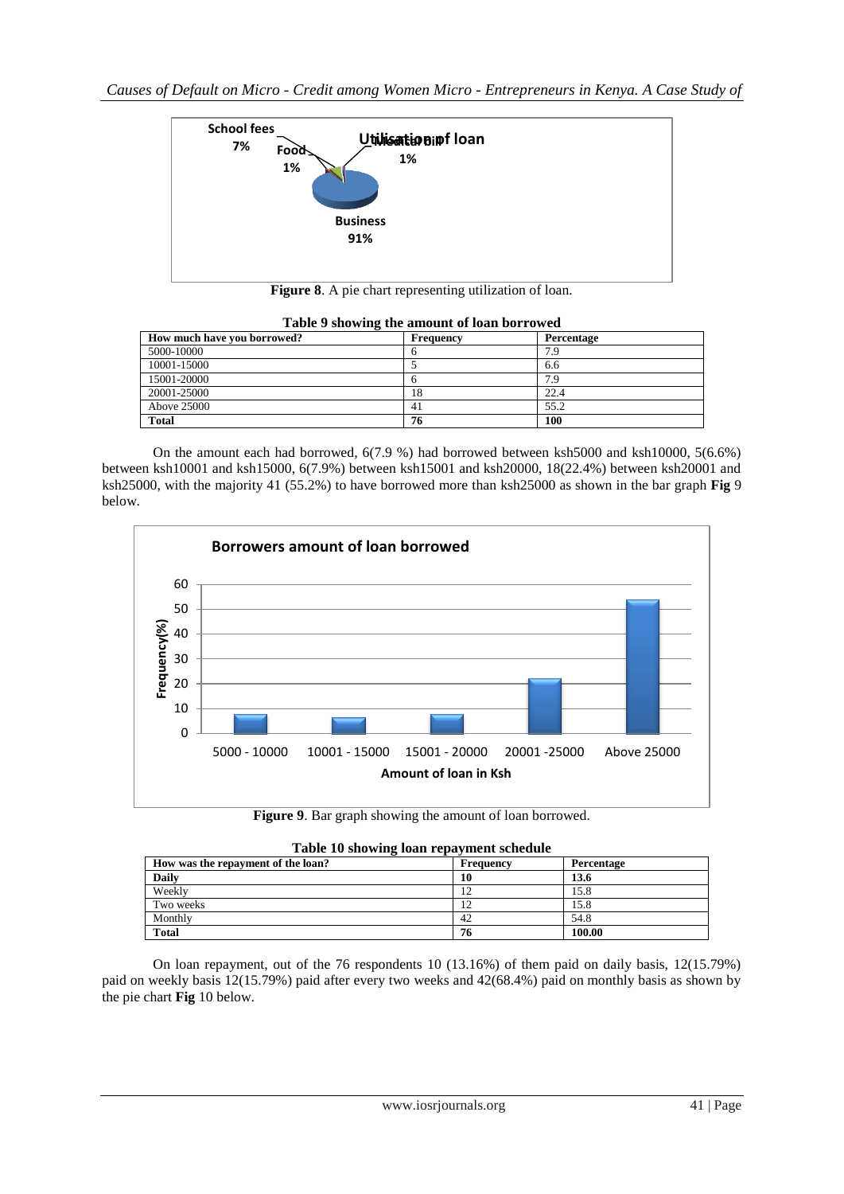Figure 8. A pie chart representing utilization of loan.

**Table 9 showing the amount of loan borrowed**

| How much have you borrowed? | Frequency | Percentage |
|---|---|---|
| 5000-10000 | 6 | 7.9 |
| 10001-15000 | 5 | 6.6 |
| 15001-20000 | 6 | 7.9 |
| 20001-25000 | 18 | 22.4 |
| Above 25000 | 41 | 55.2 |
| **Total** | **76** | **100** |

On the amount each had borrowed, 6(7.9 %) had borrowed between ksh5000 and ksh10000, 5(6.6%) between ksh10001 and ksh15000, 6(7.9%) between ksh15001 and ksh20000, 18(22.4%) between ksh20001 and ksh25000, with the majority 41 (55.2%) to have borrowed more than ksh25000 as shown in the bar graph **Fig** 9 below.

**Figure 9**. Bar graph showing the amount of loan borrowed.

**Table 10 showing loan repayment schedule**

| How was the repayment of the loan? | Frequency | Percentage |
|---|---|---|
| **Daily** | **10** | **13.6** |
| Weekly | 12 | 15.8 |
| Two weeks | 12 | 15.8 |
| Monthly | 42 | 54.8 |
| **Total** | **76** | **100.00** |

On loan repayment, out of the 76 respondents 10 (13.16%) of them paid on daily basis, 12(15.79%) paid on weekly basis 12(15.79%) paid after every two weeks and 42(68.4%) paid on monthly basis as shown by the pie chart **Fig** 10 below.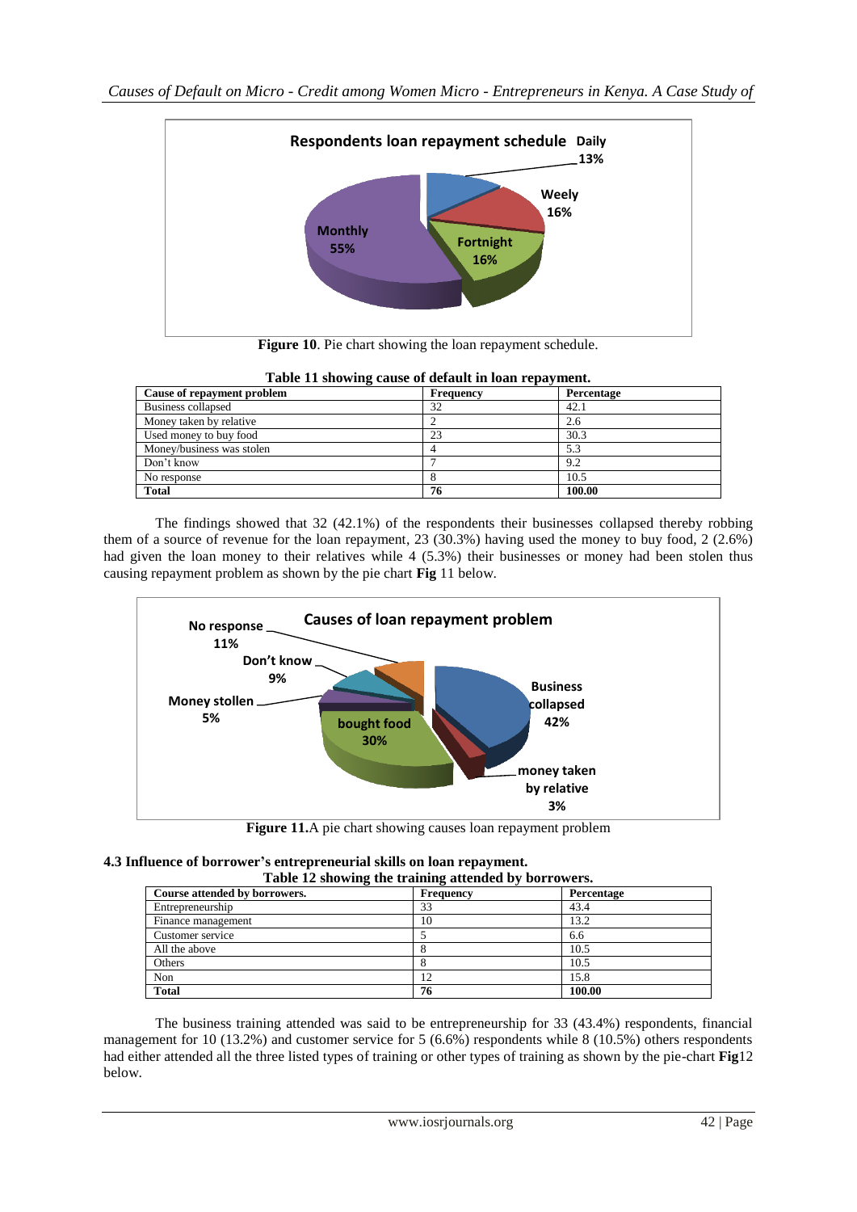**Figure 10**. Pie chart showing the loan repayment schedule.

**Table 11 showing cause of default in loan repayment.**

| Cause of repayment problem | Frequency | Percentage |
|---|---|---|
| Business collapsed | 32 | 42.1 |
| Money taken by relative | 2 | 2.6 |
| Used money to buy food | 23 | 30.3 |
| Money/business was stolen | 4 | 5.3 |
| Don't know | 7 | 9.2 |
| No response | 8 | 10.5 |
| **Total** | **76** | **100.00** |

The findings showed that 32 (42.1%) of the respondents their businesses collapsed thereby robbing them of a source of revenue for the loan repayment, 23 (30.3%) having used the money to buy food, 2 (2.6%) had given the loan money to their relatives while 4 (5.3%) their businesses or money had been stolen thus causing repayment problem as shown by the pie chart **Fig** 11 below.

**Figure 11.**A pie chart showing causes loan repayment problem

### 4.3 Influence of borrower's entrepreneurial skills on loan repayment.

**Table 12 showing the training attended by borrowers.**

| Course attended by borrowers. | Frequency | Percentage |
|---|---|---|
| Entrepreneurship | 33 | 43.4 |
| Finance management | 10 | 13.2 |
| Customer service | 5 | 6.6 |
| All the above | 8 | 10.5 |
| Others | 8 | 10.5 |
| Non | 12 | 15.8 |
| **Total** | **76** | **100.00** |

The business training attended was said to be entrepreneurship for 33 (43.4%) respondents, financial management for 10 (13.2%) and customer service for 5 (6.6%) respondents while 8 (10.5%) others respondents had either attended all the three listed types of training or other types of training as shown by the pie-chart **Fig**12 below.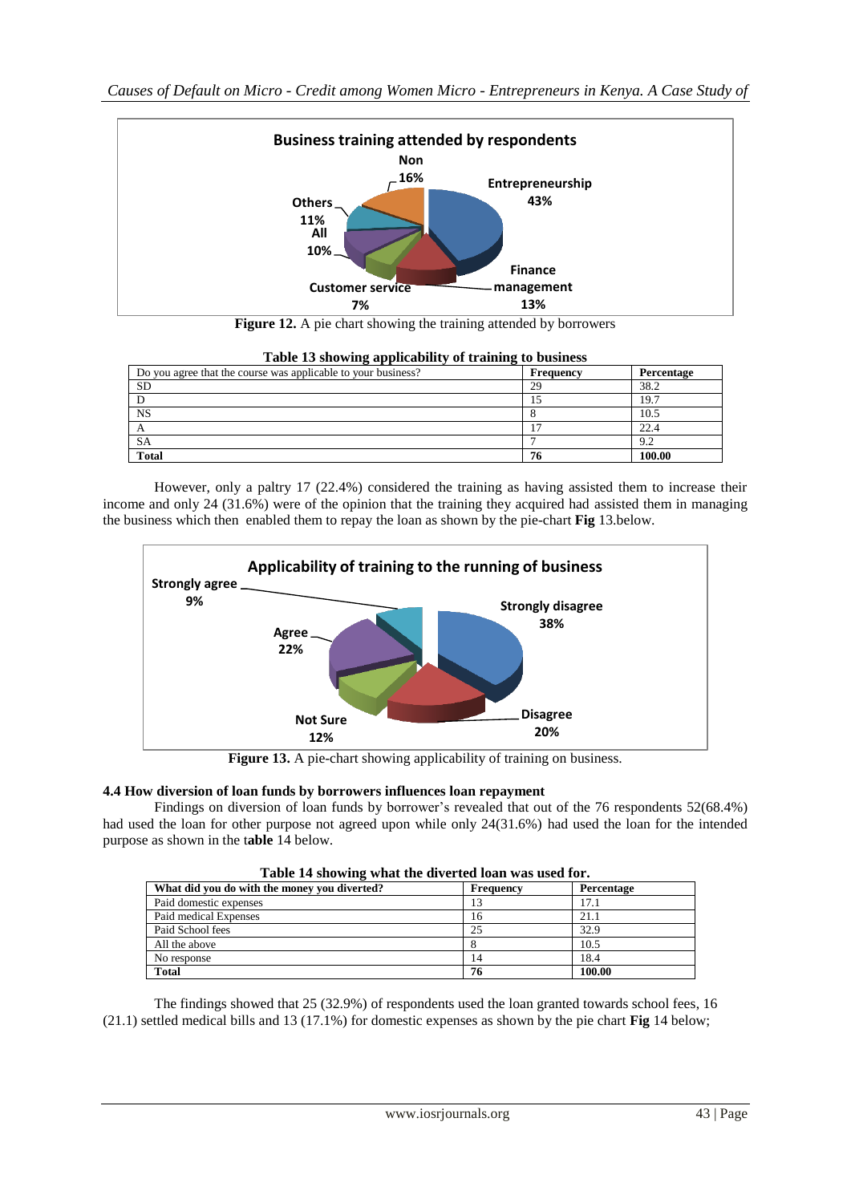**Figure 12.** A pie chart showing the training attended by borrowers

**Table 13 showing applicability of training to business**

| Do you agree that the course was applicable to your business? | Frequency | Percentage |
|---|---|---|
| SD | 29 | 38.2 |
| D | 15 | 19.7 |
| NS | 8 | 10.5 |
| A | 17 | 22.4 |
| SA | 7 | 9.2 |
| **Total** | **76** | **100.00** |

However, only a paltry 17 (22.4%) considered the training as having assisted them to increase their income and only 24 (31.6%) were of the opinion that the training they acquired had assisted them in managing the business which then enabled them to repay the loan as shown by the pie-chart **Fig** 13.below.

**Figure 13.** A pie-chart showing applicability of training on business.

### 4.4 How diversion of loan funds by borrowers influences loan repayment

Findings on diversion of loan funds by borrower's revealed that out of the 76 respondents 52(68.4%) had used the loan for other purpose not agreed upon while only 24(31.6%) had used the loan for the intended purpose as shown in the t**able** 14 below.

**Table 14 showing what the diverted loan was used for.**

| What did you do with the money you diverted? | Frequency | Percentage |
|---|---|---|
| Paid domestic expenses | 13 | 17.1 |
| Paid medical Expenses | 16 | 21.1 |
| Paid School fees | 25 | 32.9 |
| All the above | 8 | 10.5 |
| No response | 14 | 18.4 |
| **Total** | **76** | **100.00** |

The findings showed that 25 (32.9%) of respondents used the loan granted towards school fees, 16 (21.1) settled medical bills and 13 (17.1%) for domestic expenses as shown by the pie chart **Fig** 14 below;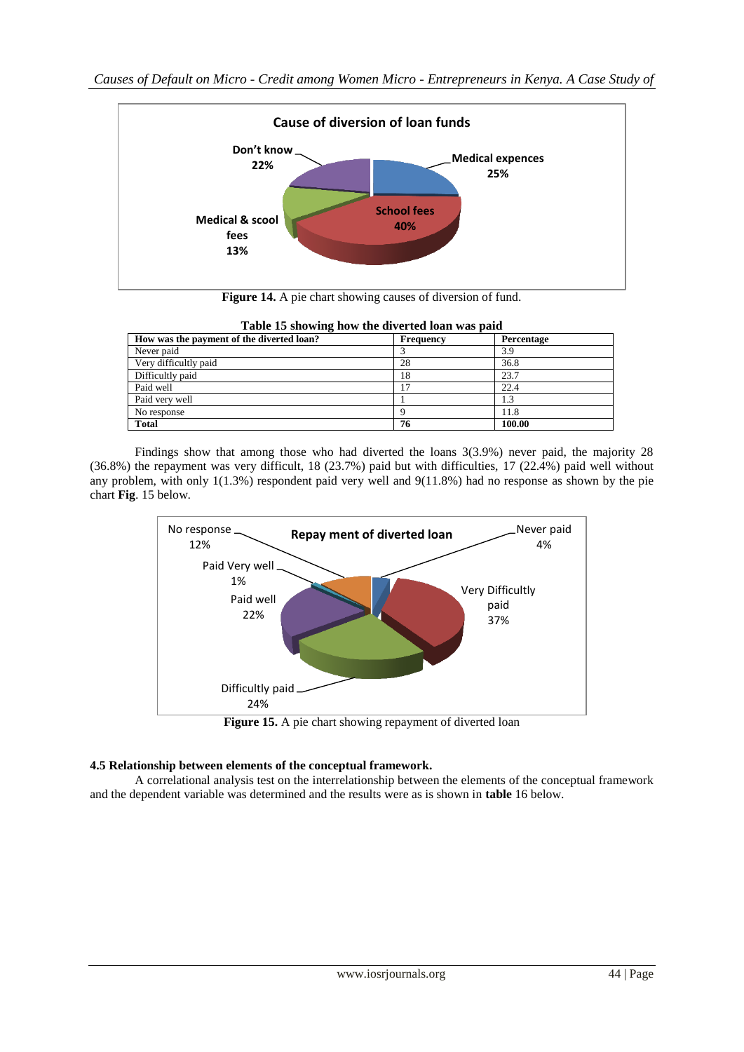**Figure 14.** A pie chart showing causes of diversion of fund.

**Table 15 showing how the diverted loan was paid**

| How was the payment of the diverted loan? | Frequency | Percentage |
|---|---|---|
| Never paid | 3 | 3.9 |
| Very difficultly paid | 28 | 36.8 |
| Difficultly paid | 18 | 23.7 |
| Paid well | 17 | 22.4 |
| Paid very well | 1 | 1.3 |
| No response | 9 | 11.8 |
| **Total** | **76** | **100.00** |

Findings show that among those who had diverted the loans 3(3.9%) never paid, the majority 28 (36.8%) the repayment was very difficult, 18 (23.7%) paid but with difficulties, 17 (22.4%) paid well without any problem, with only 1(1.3%) respondent paid very well and 9(11.8%) had no response as shown by the pie chart **Fig**. 15 below.

**Figure 15.** A pie chart showing repayment of diverted loan

### 4.5 Relationship between elements of the conceptual framework.

A correlational analysis test on the interrelationship between the elements of the conceptual framework and the dependent variable was determined and the results were as is shown in **table** 16 below.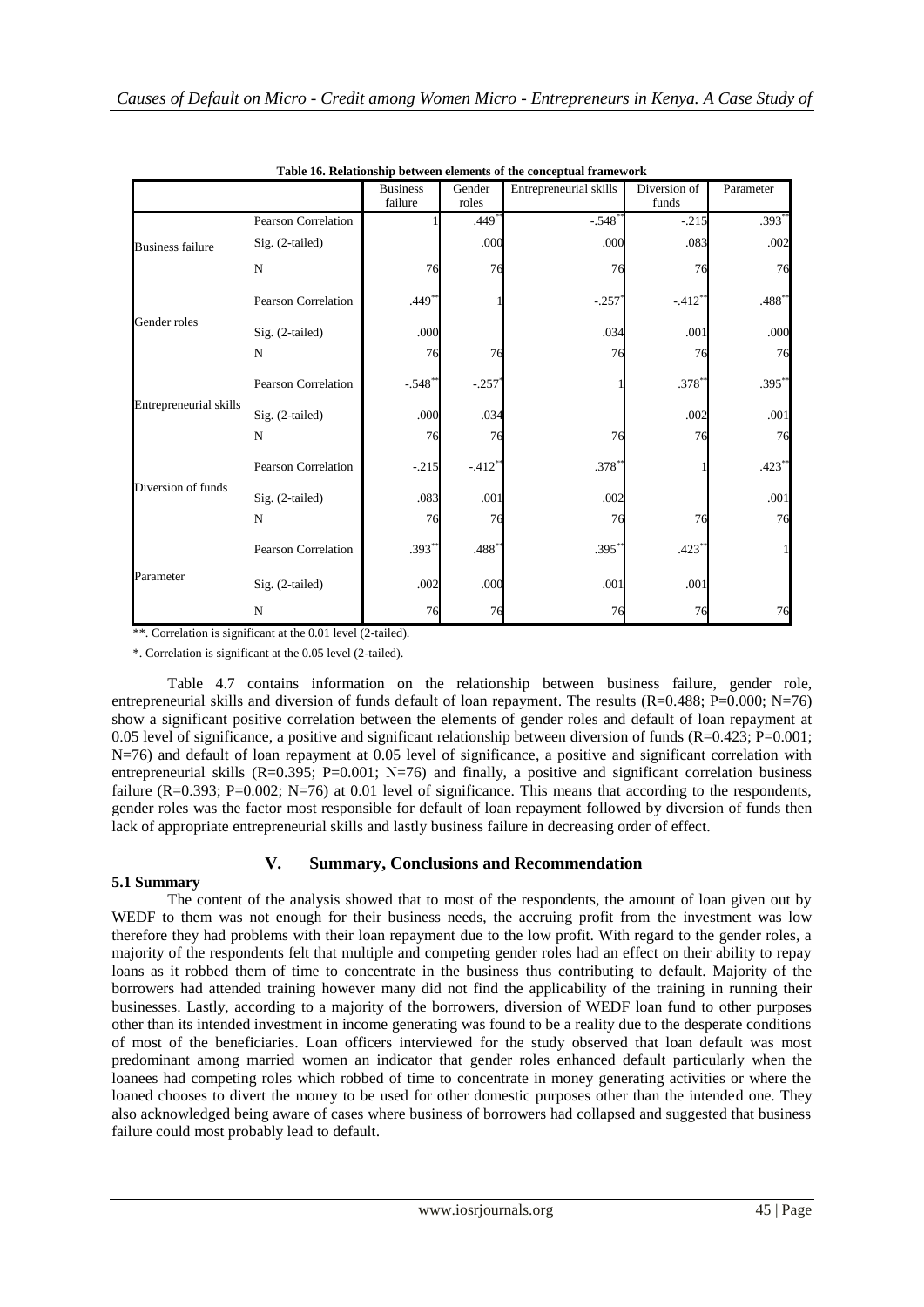**Table 16. Relationship between elements of the conceptual framework**

| | | Business failure | Gender roles | Entrepreneurial skills | Diversion of funds | Parameter |
|---|---|---|---|---|---|---|
| Business failure | Pearson Correlation | 1 | .449** | -.548** | -.215 | .393** |
| | Sig. (2-tailed) | | .000 | .000 | .083 | .002 |
| | N | 76 | 76 | 76 | 76 | 76 |
| Gender roles | Pearson Correlation | .449** | 1 | -.257* | -.412** | .488** |
| | Sig. (2-tailed) | .000 | | .034 | .001 | .000 |
| | N | 76 | 76 | 76 | 76 | 76 |
| Entrepreneurial skills | Pearson Correlation | -.548** | -.257* | 1 | .378** | .395** |
| | Sig. (2-tailed) | .000 | .034 | | .002 | .001 |
| | N | 76 | 76 | 76 | 76 | 76 |
| Diversion of funds | Pearson Correlation | -.215 | -.412** | .378** | 1 | .423** |
| | Sig. (2-tailed) | .083 | .001 | .002 | | .001 |
| | N | 76 | 76 | 76 | 76 | 76 |
| Parameter | Pearson Correlation | .393** | .488** | .395** | .423** | 1 |
| | Sig. (2-tailed) | .002 | .000 | .001 | .001 | |
| | N | 76 | 76 | 76 | 76 | 76 |

**. Correlation is significant at the 0.01 level (2-tailed).

*. Correlation is significant at the 0.05 level (2-tailed).

Table 4.7 contains information on the relationship between business failure, gender role, entrepreneurial skills and diversion of funds default of loan repayment. The results (R=0.488; P=0.000; N=76) show a significant positive correlation between the elements of gender roles and default of loan repayment at 0.05 level of significance, a positive and significant relationship between diversion of funds (R=0.423; P=0.001; N=76) and default of loan repayment at 0.05 level of significance, a positive and significant correlation with entrepreneurial skills (R=0.395; P=0.001; N=76) and finally, a positive and significant correlation business failure (R=0.393; P=0.002; N=76) at 0.01 level of significance. This means that according to the respondents, gender roles was the factor most responsible for default of loan repayment followed by diversion of funds then lack of appropriate entrepreneurial skills and lastly business failure in decreasing order of effect.

## V. Summary, Conclusions and Recommendation

### 5.1 Summary

The content of the analysis showed that to most of the respondents, the amount of loan given out by WEDF to them was not enough for their business needs, the accruing profit from the investment was low therefore they had problems with their loan repayment due to the low profit. With regard to the gender roles, a majority of the respondents felt that multiple and competing gender roles had an effect on their ability to repay loans as it robbed them of time to concentrate in the business thus contributing to default. Majority of the borrowers had attended training however many did not find the applicability of the training in running their businesses. Lastly, according to a majority of the borrowers, diversion of WEDF loan fund to other purposes other than its intended investment in income generating was found to be a reality due to the desperate conditions of most of the beneficiaries. Loan officers interviewed for the study observed that loan default was most predominant among married women an indicator that gender roles enhanced default particularly when the loanees had competing roles which robbed of time to concentrate in money generating activities or where the loaned chooses to divert the money to be used for other domestic purposes other than the intended one. They also acknowledged being aware of cases where business of borrowers had collapsed and suggested that business failure could most probably lead to default.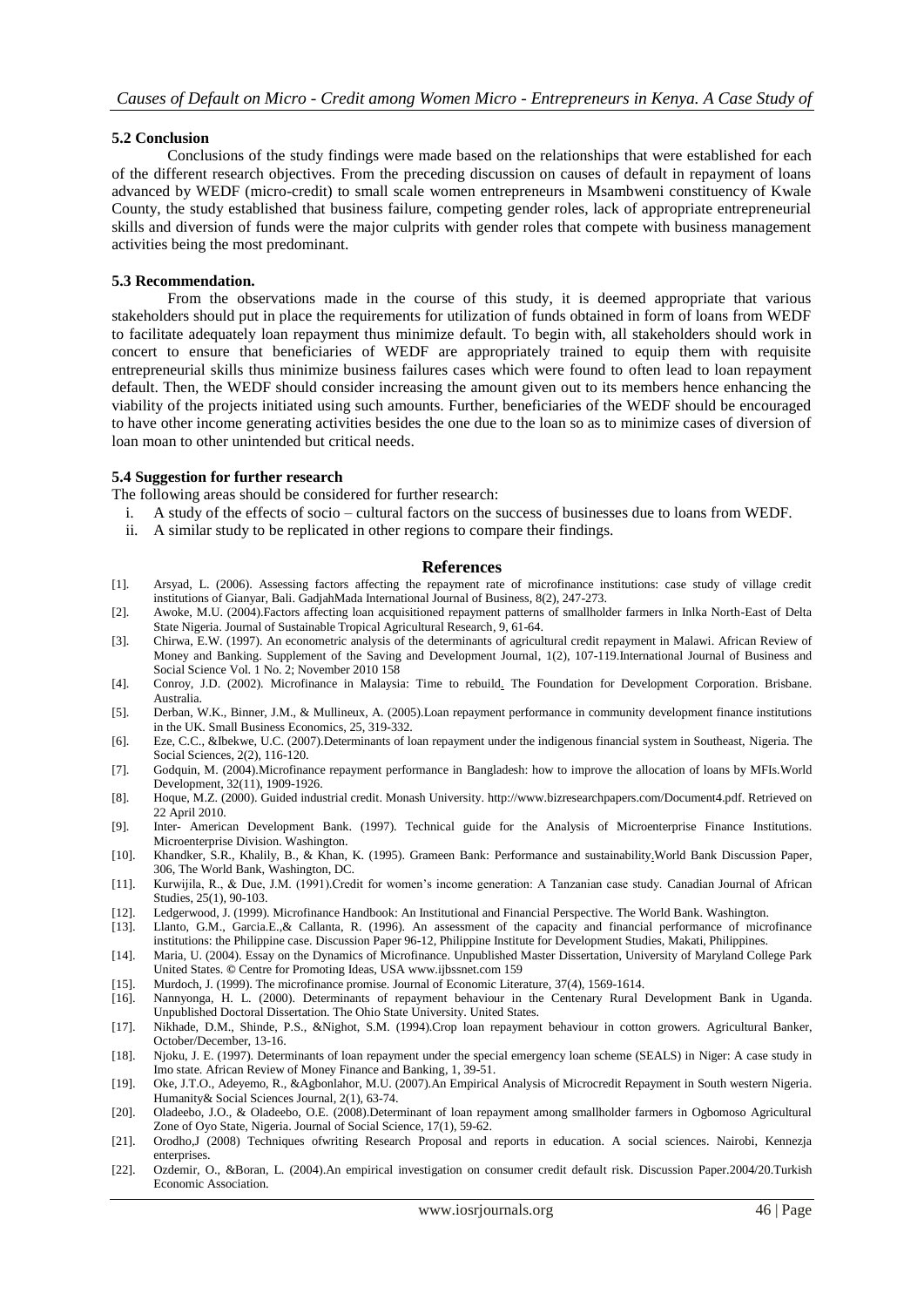## 5.2 Conclusion

Conclusions of the study findings were made based on the relationships that were established for each of the different research objectives. From the preceding discussion on causes of default in repayment of loans advanced by WEDF (micro-credit) to small scale women entrepreneurs in Msambweni constituency of Kwale County, the study established that business failure, competing gender roles, lack of appropriate entrepreneurial skills and diversion of funds were the major culprits with gender roles that compete with business management activities being the most predominant.

## 5.3 Recommendation.

From the observations made in the course of this study, it is deemed appropriate that various stakeholders should put in place the requirements for utilization of funds obtained in form of loans from WEDF to facilitate adequately loan repayment thus minimize default. To begin with, all stakeholders should work in concert to ensure that beneficiaries of WEDF are appropriately trained to equip them with requisite entrepreneurial skills thus minimize business failures cases which were found to often lead to loan repayment default. Then, the WEDF should consider increasing the amount given out to its members hence enhancing the viability of the projects initiated using such amounts. Further, beneficiaries of the WEDF should be encouraged to have other income generating activities besides the one due to the loan so as to minimize cases of diversion of loan moan to other unintended but critical needs.

## 5.4 Suggestion for further research

The following areas should be considered for further research:

i. A study of the effects of socio – cultural factors on the success of businesses due to loans from WEDF.
ii. A similar study to be replicated in other regions to compare their findings.

## References

[1]. Arsyad, L. (2006). Assessing factors affecting the repayment rate of microfinance institutions: case study of village credit institutions of Gianyar, Bali. GadjahMada International Journal of Business, 8(2), 247-273.

[2]. Awoke, M.U. (2004).Factors affecting loan acquisitioned repayment patterns of smallholder farmers in Inlka North-East of Delta State Nigeria. Journal of Sustainable Tropical Agricultural Research, 9, 61-64.

[3]. Chirwa, E.W. (1997). An econometric analysis of the determinants of agricultural credit repayment in Malawi. African Review of Money and Banking. Supplement of the Saving and Development Journal, 1(2), 107-119.International Journal of Business and Social Science Vol. 1 No. 2; November 2010 158

[4]. Conroy, J.D. (2002). Microfinance in Malaysia: Time to rebuild. The Foundation for Development Corporation. Brisbane. Australia.

[5]. Derban, W.K., Binner, J.M., & Mullineux, A. (2005).Loan repayment performance in community development finance institutions in the UK. Small Business Economics, 25, 319-332.

[6]. Eze, C.C., &Ibekwe, U.C. (2007).Determinants of loan repayment under the indigenous financial system in Southeast, Nigeria. The Social Sciences, 2(2), 116-120.

[7]. Godquin, M. (2004).Microfinance repayment performance in Bangladesh: how to improve the allocation of loans by MFIs.World Development, 32(11), 1909-1926.

[8]. Hoque, M.Z. (2000). Guided industrial credit. Monash University. http://www.bizresearchpapers.com/Document4.pdf. Retrieved on 22 April 2010.

[9]. Inter- American Development Bank. (1997). Technical guide for the Analysis of Microenterprise Finance Institutions. Microenterprise Division. Washington.

[10]. Khandker, S.R., Khalily, B., & Khan, K. (1995). Grameen Bank: Performance and sustainability.World Bank Discussion Paper, 306, The World Bank, Washington, DC.

[11]. Kurwijila, R., & Due, J.M. (1991).Credit for women's income generation: A Tanzanian case study. Canadian Journal of African Studies, 25(1), 90-103.

[12]. Ledgerwood, J. (1999). Microfinance Handbook: An Institutional and Financial Perspective. The World Bank. Washington.

[13]. Llanto, G.M., Garcia.E.,& Callanta, R. (1996). An assessment of the capacity and financial performance of microfinance institutions: the Philippine case. Discussion Paper 96-12, Philippine Institute for Development Studies, Makati, Philippines.

[14]. Maria, U. (2004). Essay on the Dynamics of Microfinance. Unpublished Master Dissertation, University of Maryland College Park United States. © Centre for Promoting Ideas, USA www.ijbssnet.com 159

[15]. Murdoch, J. (1999). The microfinance promise. Journal of Economic Literature, 37(4), 1569-1614.

[16]. Nannyonga, H. L. (2000). Determinants of repayment behaviour in the Centenary Rural Development Bank in Uganda. Unpublished Doctoral Dissertation. The Ohio State University. United States.

[17]. Nikhade, D.M., Shinde, P.S., &Nighot, S.M. (1994).Crop loan repayment behaviour in cotton growers. Agricultural Banker, October/December, 13-16.

[18]. Njoku, J. E. (1997). Determinants of loan repayment under the special emergency loan scheme (SEALS) in Niger: A case study in Imo state. African Review of Money Finance and Banking, 1, 39-51.

[19]. Oke, J.T.O., Adeyemo, R., &Agbonlahor, M.U. (2007).An Empirical Analysis of Microcredit Repayment in South western Nigeria. Humanity& Social Sciences Journal, 2(1), 63-74.

[20]. Oladeebo, J.O., & Oladeebo, O.E. (2008).Determinant of loan repayment among smallholder farmers in Ogbomoso Agricultural Zone of Oyo State, Nigeria. Journal of Social Science, 17(1), 59-62.

[21]. Orodho,J (2008) Techniques ofwriting Research Proposal and reports in education. A social sciences. Nairobi, Kennezja enterprises.

[22]. Ozdemir, O., &Boran, L. (2004).An empirical investigation on consumer credit default risk. Discussion Paper.2004/20.Turkish Economic Association.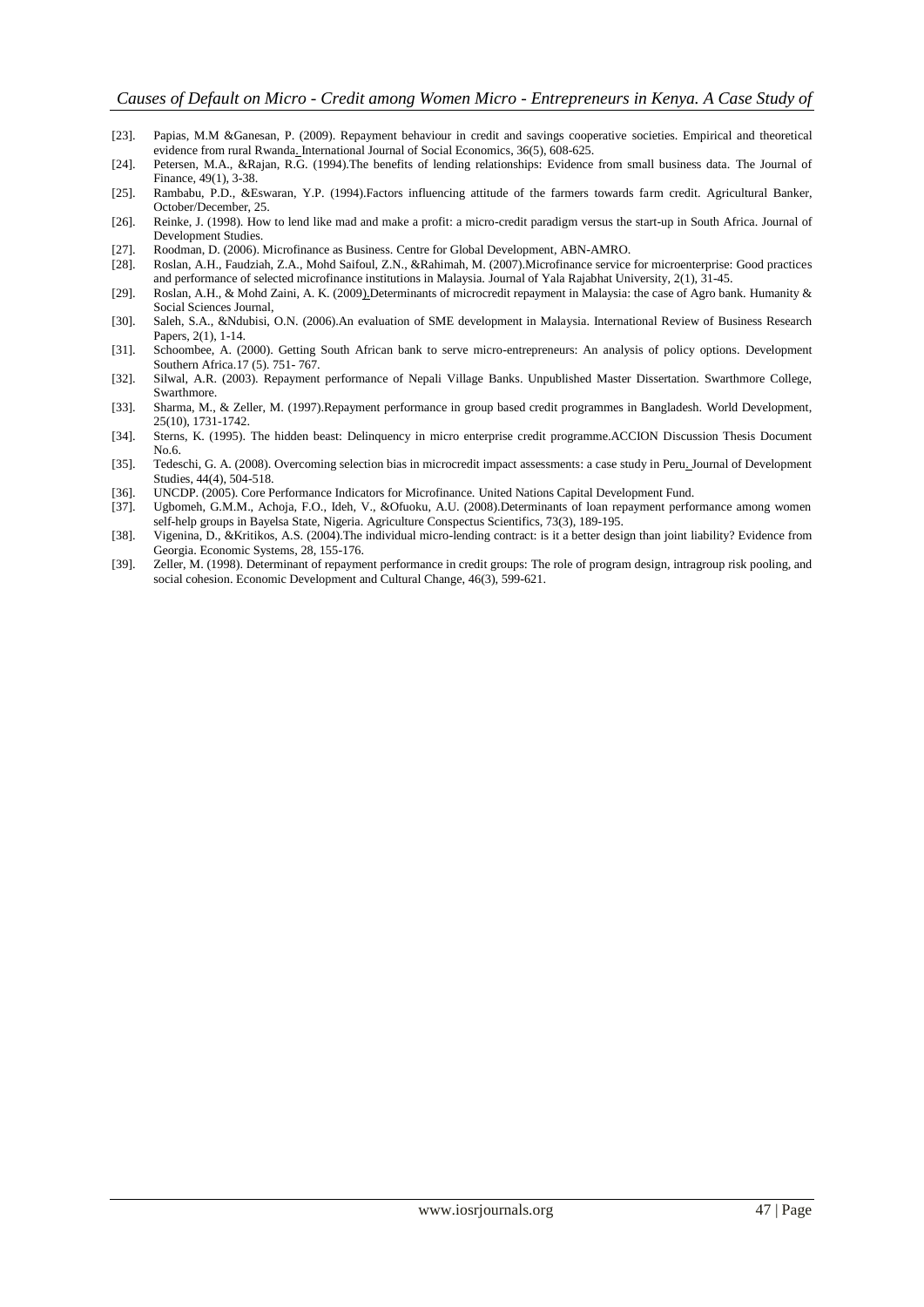[23]. Papias, M.M &Ganesan, P. (2009). Repayment behaviour in credit and savings cooperative societies. Empirical and theoretical evidence from rural Rwanda. International Journal of Social Economics, 36(5), 608-625.

[24]. Petersen, M.A., &Rajan, R.G. (1994).The benefits of lending relationships: Evidence from small business data. The Journal of Finance, 49(1), 3-38.

[25]. Rambabu, P.D., &Eswaran, Y.P. (1994).Factors influencing attitude of the farmers towards farm credit. Agricultural Banker, October/December, 25.

[26]. Reinke, J. (1998). How to lend like mad and make a profit: a micro-credit paradigm versus the start-up in South Africa. Journal of Development Studies.

[27]. Roodman, D. (2006). Microfinance as Business. Centre for Global Development, ABN-AMRO.

[28]. Roslan, A.H., Faudziah, Z.A., Mohd Saifoul, Z.N., &Rahimah, M. (2007).Microfinance service for microenterprise: Good practices and performance of selected microfinance institutions in Malaysia. Journal of Yala Rajabhat University, 2(1), 31-45.

[29]. Roslan, A.H., & Mohd Zaini, A. K. (2009).Determinants of microcredit repayment in Malaysia: the case of Agro bank. Humanity & Social Sciences Journal,

[30]. Saleh, S.A., &Ndubisi, O.N. (2006).An evaluation of SME development in Malaysia. International Review of Business Research Papers, 2(1), 1-14.

[31]. Schoombee, A. (2000). Getting South African bank to serve micro-entrepreneurs: An analysis of policy options. Development Southern Africa.17 (5). 751- 767.

[32]. Silwal, A.R. (2003). Repayment performance of Nepali Village Banks. Unpublished Master Dissertation. Swarthmore College, Swarthmore.

[33]. Sharma, M., & Zeller, M. (1997).Repayment performance in group based credit programmes in Bangladesh. World Development, 25(10), 1731-1742.

[34]. Sterns, K. (1995). The hidden beast: Delinquency in micro enterprise credit programme.ACCION Discussion Thesis Document No.6.

[35]. Tedeschi, G. A. (2008). Overcoming selection bias in microcredit impact assessments: a case study in Peru. Journal of Development Studies, 44(4), 504-518.

[36]. UNCDP. (2005). Core Performance Indicators for Microfinance. United Nations Capital Development Fund.

[37]. Ugbomeh, G.M.M., Achoja, F.O., Ideh, V., &Ofuoku, A.U. (2008).Determinants of loan repayment performance among women self-help groups in Bayelsa State, Nigeria. Agriculture Conspectus Scientifics, 73(3), 189-195.

[38]. Vigenina, D., &Kritikos, A.S. (2004).The individual micro-lending contract: is it a better design than joint liability? Evidence from Georgia. Economic Systems, 28, 155-176.

[39]. Zeller, M. (1998). Determinant of repayment performance in credit groups: The role of program design, intragroup risk pooling, and social cohesion. Economic Development and Cultural Change, 46(3), 599-621.